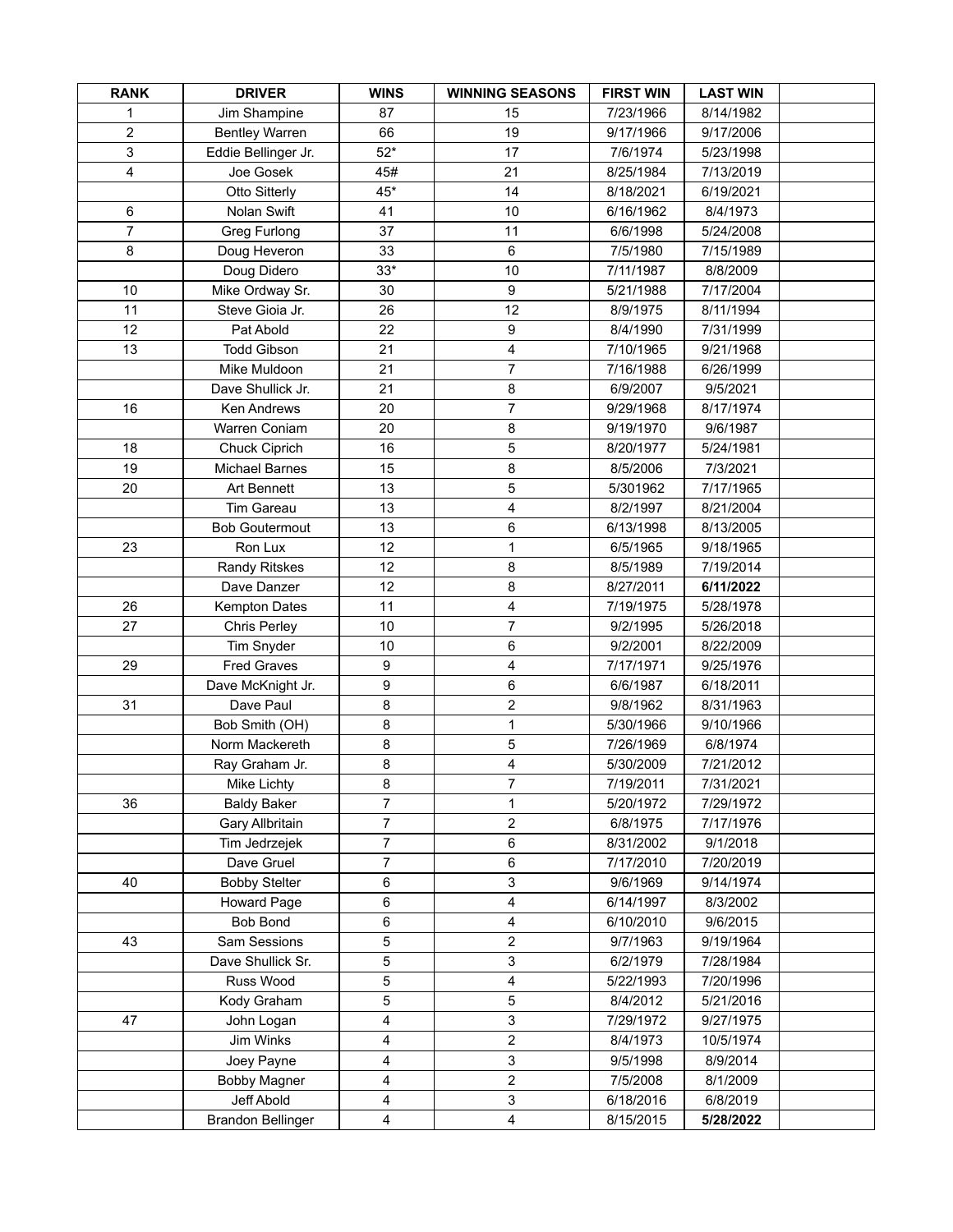| RANK | DRIVER | WINS | WINNING SEASONS | FIRST WIN | LAST WIN | |
|---|---|---|---|---|---|---|
| 1 | Jim Shampine | 87 | 15 | 7/23/1966 | 8/14/1982 | |
| 2 | Bentley Warren | 66 | 19 | 9/17/1966 | 9/17/2006 | |
| 3 | Eddie Bellinger Jr. | 52* | 17 | 7/6/1974 | 5/23/1998 | |
| 4 | Joe Gosek | 45# | 21 | 8/25/1984 | 7/13/2019 | |
| | Otto Sitterly | 45* | 14 | 8/18/2021 | 6/19/2021 | |
| 6 | Nolan Swift | 41 | 10 | 6/16/1962 | 8/4/1973 | |
| 7 | Greg Furlong | 37 | 11 | 6/6/1998 | 5/24/2008 | |
| 8 | Doug Heveron | 33 | 6 | 7/5/1980 | 7/15/1989 | |
| | Doug Didero | 33* | 10 | 7/11/1987 | 8/8/2009 | |
| 10 | Mike Ordway Sr. | 30 | 9 | 5/21/1988 | 7/17/2004 | |
| 11 | Steve Gioia Jr. | 26 | 12 | 8/9/1975 | 8/11/1994 | |
| 12 | Pat Abold | 22 | 9 | 8/4/1990 | 7/31/1999 | |
| 13 | Todd Gibson | 21 | 4 | 7/10/1965 | 9/21/1968 | |
| | Mike Muldoon | 21 | 7 | 7/16/1988 | 6/26/1999 | |
| | Dave Shullick Jr. | 21 | 8 | 6/9/2007 | 9/5/2021 | |
| 16 | Ken Andrews | 20 | 7 | 9/29/1968 | 8/17/1974 | |
| | Warren Coniam | 20 | 8 | 9/19/1970 | 9/6/1987 | |
| 18 | Chuck Ciprich | 16 | 5 | 8/20/1977 | 5/24/1981 | |
| 19 | Michael Barnes | 15 | 8 | 8/5/2006 | 7/3/2021 | |
| 20 | Art Bennett | 13 | 5 | 5/301962 | 7/17/1965 | |
| | Tim Gareau | 13 | 4 | 8/2/1997 | 8/21/2004 | |
| | Bob Goutermout | 13 | 6 | 6/13/1998 | 8/13/2005 | |
| 23 | Ron Lux | 12 | 1 | 6/5/1965 | 9/18/1965 | |
| | Randy Ritskes | 12 | 8 | 8/5/1989 | 7/19/2014 | |
| | Dave Danzer | 12 | 8 | 8/27/2011 | **6/11/2022** | |
| 26 | Kempton Dates | 11 | 4 | 7/19/1975 | 5/28/1978 | |
| 27 | Chris Perley | 10 | 7 | 9/2/1995 | 5/26/2018 | |
| | Tim Snyder | 10 | 6 | 9/2/2001 | 8/22/2009 | |
| 29 | Fred Graves | 9 | 4 | 7/17/1971 | 9/25/1976 | |
| | Dave McKnight Jr. | 9 | 6 | 6/6/1987 | 6/18/2011 | |
| 31 | Dave Paul | 8 | 2 | 9/8/1962 | 8/31/1963 | |
| | Bob Smith (OH) | 8 | 1 | 5/30/1966 | 9/10/1966 | |
| | Norm Mackereth | 8 | 5 | 7/26/1969 | 6/8/1974 | |
| | Ray Graham Jr. | 8 | 4 | 5/30/2009 | 7/21/2012 | |
| | Mike Lichty | 8 | 7 | 7/19/2011 | 7/31/2021 | |
| 36 | Baldy Baker | 7 | 1 | 5/20/1972 | 7/29/1972 | |
| | Gary Allbritain | 7 | 2 | 6/8/1975 | 7/17/1976 | |
| | Tim Jedrzejek | 7 | 6 | 8/31/2002 | 9/1/2018 | |
| | Dave Gruel | 7 | 6 | 7/17/2010 | 7/20/2019 | |
| 40 | Bobby Stelter | 6 | 3 | 9/6/1969 | 9/14/1974 | |
| | Howard Page | 6 | 4 | 6/14/1997 | 8/3/2002 | |
| | Bob Bond | 6 | 4 | 6/10/2010 | 9/6/2015 | |
| 43 | Sam Sessions | 5 | 2 | 9/7/1963 | 9/19/1964 | |
| | Dave Shullick Sr. | 5 | 3 | 6/2/1979 | 7/28/1984 | |
| | Russ Wood | 5 | 4 | 5/22/1993 | 7/20/1996 | |
| | Kody Graham | 5 | 5 | 8/4/2012 | 5/21/2016 | |
| 47 | John Logan | 4 | 3 | 7/29/1972 | 9/27/1975 | |
| | Jim Winks | 4 | 2 | 8/4/1973 | 10/5/1974 | |
| | Joey Payne | 4 | 3 | 9/5/1998 | 8/9/2014 | |
| | Bobby Magner | 4 | 2 | 7/5/2008 | 8/1/2009 | |
| | Jeff Abold | 4 | 3 | 6/18/2016 | 6/8/2019 | |
| | Brandon Bellinger | 4 | 4 | 8/15/2015 | **5/28/2022** | |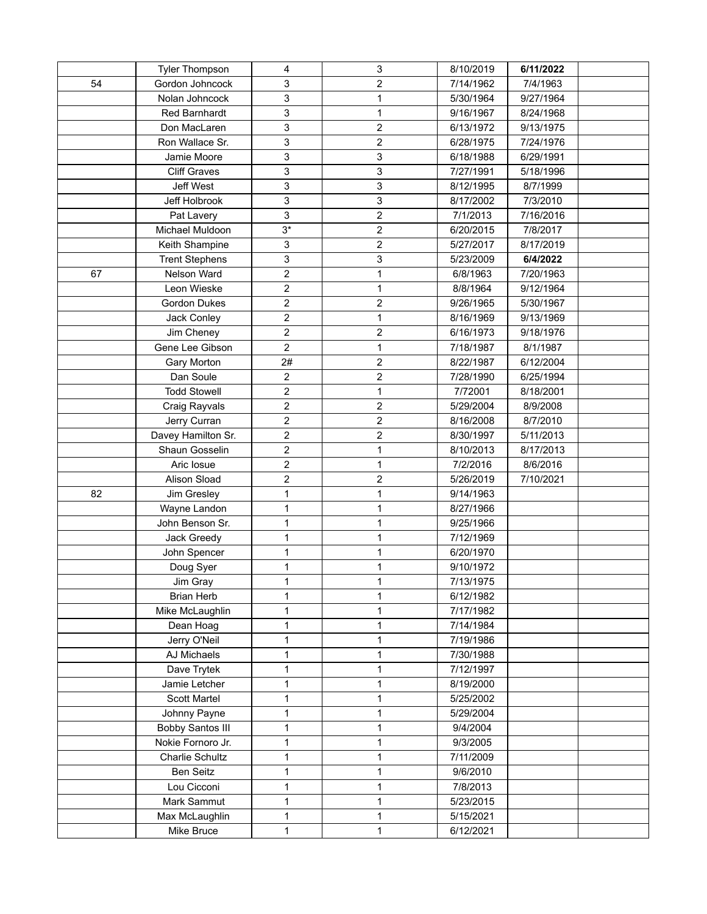| | | | | | | |
|---|---|---|---|---|---|---|
| | Tyler Thompson | 4 | 3 | 8/10/2019 | **6/11/2022** | |
| 54 | Gordon Johncock | 3 | 2 | 7/14/1962 | 7/4/1963 | |
| | Nolan Johncock | 3 | 1 | 5/30/1964 | 9/27/1964 | |
| | Red Barnhardt | 3 | 1 | 9/16/1967 | 8/24/1968 | |
| | Don MacLaren | 3 | 2 | 6/13/1972 | 9/13/1975 | |
| | Ron Wallace Sr. | 3 | 2 | 6/28/1975 | 7/24/1976 | |
| | Jamie Moore | 3 | 3 | 6/18/1988 | 6/29/1991 | |
| | Cliff Graves | 3 | 3 | 7/27/1991 | 5/18/1996 | |
| | Jeff West | 3 | 3 | 8/12/1995 | 8/7/1999 | |
| | Jeff Holbrook | 3 | 3 | 8/17/2002 | 7/3/2010 | |
| | Pat Lavery | 3 | 2 | 7/1/2013 | 7/16/2016 | |
| | Michael Muldoon | 3* | 2 | 6/20/2015 | 7/8/2017 | |
| | Keith Shampine | 3 | 2 | 5/27/2017 | 8/17/2019 | |
| | Trent Stephens | 3 | 3 | 5/23/2009 | **6/4/2022** | |
| 67 | Nelson Ward | 2 | 1 | 6/8/1963 | 7/20/1963 | |
| | Leon Wieske | 2 | 1 | 8/8/1964 | 9/12/1964 | |
| | Gordon Dukes | 2 | 2 | 9/26/1965 | 5/30/1967 | |
| | Jack Conley | 2 | 1 | 8/16/1969 | 9/13/1969 | |
| | Jim Cheney | 2 | 2 | 6/16/1973 | 9/18/1976 | |
| | Gene Lee Gibson | 2 | 1 | 7/18/1987 | 8/1/1987 | |
| | Gary Morton | 2# | 2 | 8/22/1987 | 6/12/2004 | |
| | Dan Soule | 2 | 2 | 7/28/1990 | 6/25/1994 | |
| | Todd Stowell | 2 | 1 | 7/72001 | 8/18/2001 | |
| | Craig Rayvals | 2 | 2 | 5/29/2004 | 8/9/2008 | |
| | Jerry Curran | 2 | 2 | 8/16/2008 | 8/7/2010 | |
| | Davey Hamilton Sr. | 2 | 2 | 8/30/1997 | 5/11/2013 | |
| | Shaun Gosselin | 2 | 1 | 8/10/2013 | 8/17/2013 | |
| | Aric Iosue | 2 | 1 | 7/2/2016 | 8/6/2016 | |
| | Alison Sload | 2 | 2 | 5/26/2019 | 7/10/2021 | |
| 82 | Jim Gresley | 1 | 1 | 9/14/1963 | | |
| | Wayne Landon | 1 | 1 | 8/27/1966 | | |
| | John Benson Sr. | 1 | 1 | 9/25/1966 | | |
| | Jack Greedy | 1 | 1 | 7/12/1969 | | |
| | John Spencer | 1 | 1 | 6/20/1970 | | |
| | Doug Syer | 1 | 1 | 9/10/1972 | | |
| | Jim Gray | 1 | 1 | 7/13/1975 | | |
| | Brian Herb | 1 | 1 | 6/12/1982 | | |
| | Mike McLaughlin | 1 | 1 | 7/17/1982 | | |
| | Dean Hoag | 1 | 1 | 7/14/1984 | | |
| | Jerry O'Neil | 1 | 1 | 7/19/1986 | | |
| | AJ Michaels | 1 | 1 | 7/30/1988 | | |
| | Dave Trytek | 1 | 1 | 7/12/1997 | | |
| | Jamie Letcher | 1 | 1 | 8/19/2000 | | |
| | Scott Martel | 1 | 1 | 5/25/2002 | | |
| | Johnny Payne | 1 | 1 | 5/29/2004 | | |
| | Bobby Santos III | 1 | 1 | 9/4/2004 | | |
| | Nokie Fornoro Jr. | 1 | 1 | 9/3/2005 | | |
| | Charlie Schultz | 1 | 1 | 7/11/2009 | | |
| | Ben Seitz | 1 | 1 | 9/6/2010 | | |
| | Lou Cicconi | 1 | 1 | 7/8/2013 | | |
| | Mark Sammut | 1 | 1 | 5/23/2015 | | |
| | Max McLaughlin | 1 | 1 | 5/15/2021 | | |
| | Mike Bruce | 1 | 1 | 6/12/2021 | | |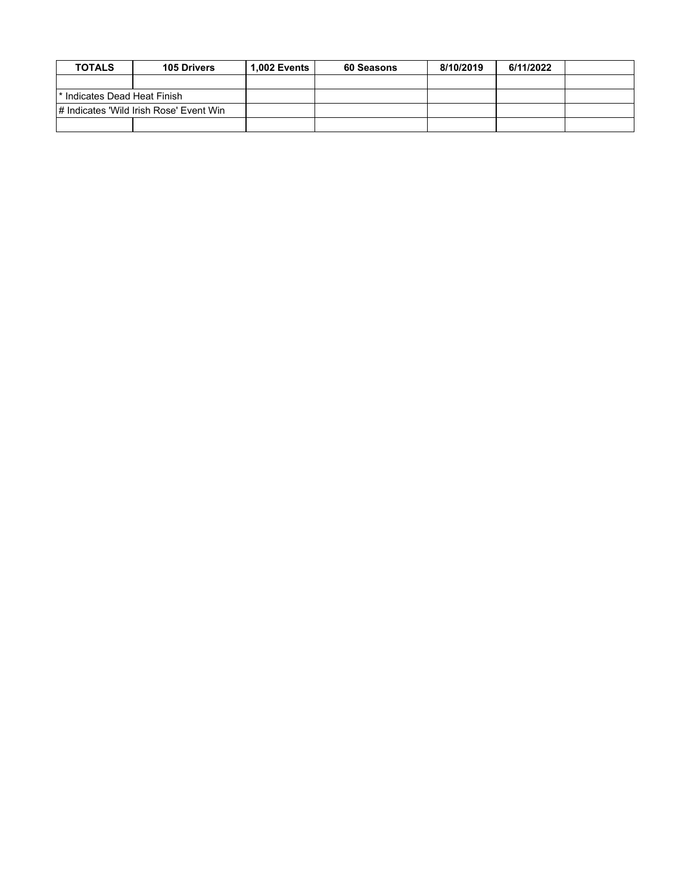| TOTALS | 105 Drivers | 1,002 Events | 60 Seasons | 8/10/2019 | 6/11/2022 | |
|---|---|---|---|---|---|---|
| | | | | | | |
| * Indicates Dead Heat Finish | | | | | | |
| # Indicates 'Wild Irish Rose' Event Win | | | | | | |
| | | | | | | |